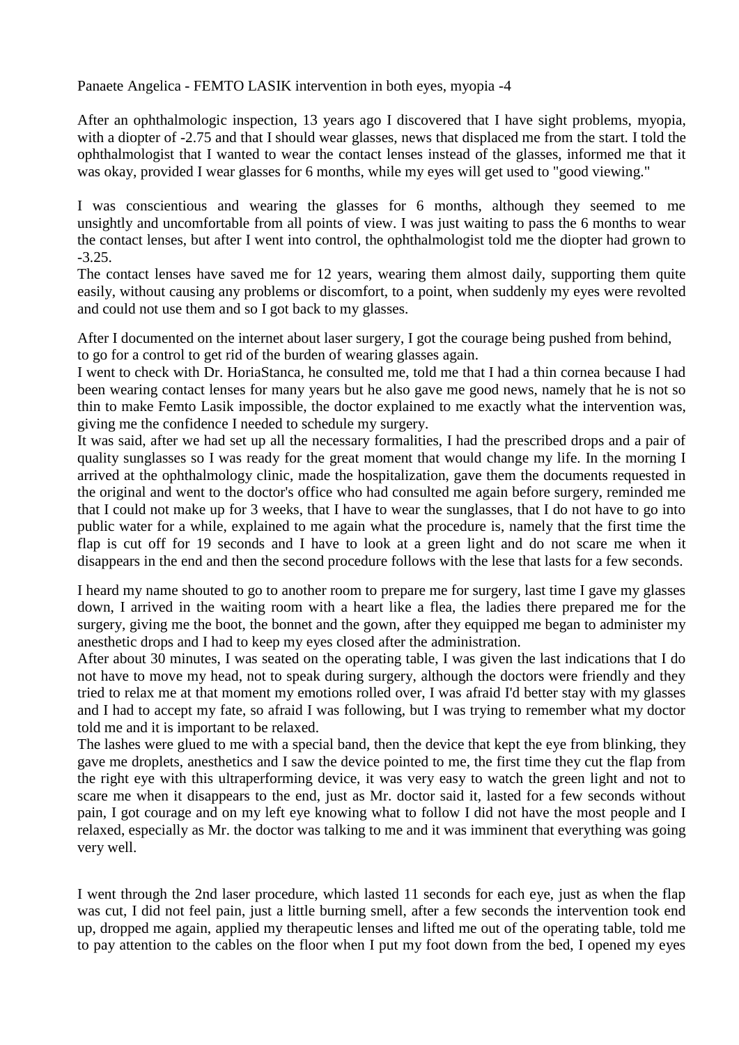Panaete Angelica - FEMTO LASIK intervention in both eyes, myopia -4

After an ophthalmologic inspection, 13 years ago I discovered that I have sight problems, myopia, with a diopter of -2.75 and that I should wear glasses, news that displaced me from the start. I told the ophthalmologist that I wanted to wear the contact lenses instead of the glasses, informed me that it was okay, provided I wear glasses for 6 months, while my eyes will get used to "good viewing."

I was conscientious and wearing the glasses for 6 months, although they seemed to me unsightly and uncomfortable from all points of view. I was just waiting to pass the 6 months to wear the contact lenses, but after I went into control, the ophthalmologist told me the diopter had grown to -3.25.

The contact lenses have saved me for 12 years, wearing them almost daily, supporting them quite easily, without causing any problems or discomfort, to a point, when suddenly my eyes were revolted and could not use them and so I got back to my glasses.

After I documented on the internet about laser surgery, I got the courage being pushed from behind, to go for a control to get rid of the burden of wearing glasses again.

I went to check with Dr. HoriaStanca, he consulted me, told me that I had a thin cornea because I had been wearing contact lenses for many years but he also gave me good news, namely that he is not so thin to make Femto Lasik impossible, the doctor explained to me exactly what the intervention was, giving me the confidence I needed to schedule my surgery.

It was said, after we had set up all the necessary formalities, I had the prescribed drops and a pair of quality sunglasses so I was ready for the great moment that would change my life. In the morning I arrived at the ophthalmology clinic, made the hospitalization, gave them the documents requested in the original and went to the doctor's office who had consulted me again before surgery, reminded me that I could not make up for 3 weeks, that I have to wear the sunglasses, that I do not have to go into public water for a while, explained to me again what the procedure is, namely that the first time the flap is cut off for 19 seconds and I have to look at a green light and do not scare me when it disappears in the end and then the second procedure follows with the lese that lasts for a few seconds.

I heard my name shouted to go to another room to prepare me for surgery, last time I gave my glasses down, I arrived in the waiting room with a heart like a flea, the ladies there prepared me for the surgery, giving me the boot, the bonnet and the gown, after they equipped me began to administer my anesthetic drops and I had to keep my eyes closed after the administration.

After about 30 minutes, I was seated on the operating table, I was given the last indications that I do not have to move my head, not to speak during surgery, although the doctors were friendly and they tried to relax me at that moment my emotions rolled over, I was afraid I'd better stay with my glasses and I had to accept my fate, so afraid I was following, but I was trying to remember what my doctor told me and it is important to be relaxed.

The lashes were glued to me with a special band, then the device that kept the eye from blinking, they gave me droplets, anesthetics and I saw the device pointed to me, the first time they cut the flap from the right eye with this ultraperforming device, it was very easy to watch the green light and not to scare me when it disappears to the end, just as Mr. doctor said it, lasted for a few seconds without pain, I got courage and on my left eye knowing what to follow I did not have the most people and I relaxed, especially as Mr. the doctor was talking to me and it was imminent that everything was going very well.

I went through the 2nd laser procedure, which lasted 11 seconds for each eye, just as when the flap was cut, I did not feel pain, just a little burning smell, after a few seconds the intervention took end up, dropped me again, applied my therapeutic lenses and lifted me out of the operating table, told me to pay attention to the cables on the floor when I put my foot down from the bed, I opened my eyes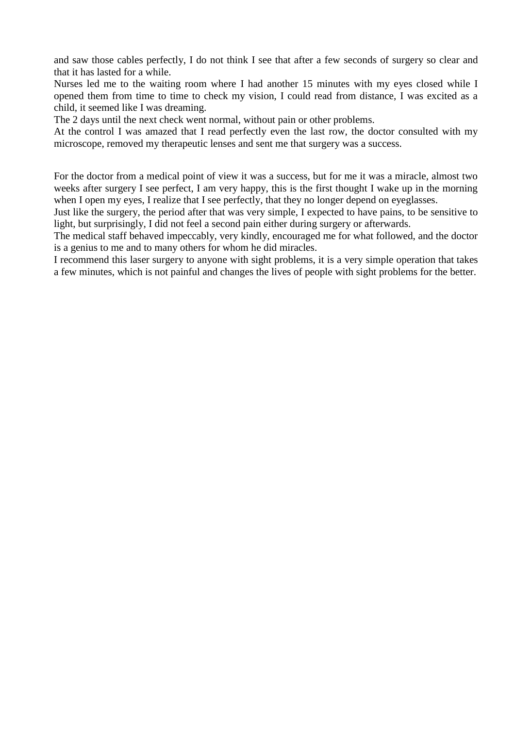and saw those cables perfectly, I do not think I see that after a few seconds of surgery so clear and that it has lasted for a while.

Nurses led me to the waiting room where I had another 15 minutes with my eyes closed while I opened them from time to time to check my vision, I could read from distance, I was excited as a child, it seemed like I was dreaming.

The 2 days until the next check went normal, without pain or other problems.

At the control I was amazed that I read perfectly even the last row, the doctor consulted with my microscope, removed my therapeutic lenses and sent me that surgery was a success.

For the doctor from a medical point of view it was a success, but for me it was a miracle, almost two weeks after surgery I see perfect, I am very happy, this is the first thought I wake up in the morning when I open my eyes, I realize that I see perfectly, that they no longer depend on eyeglasses.

Just like the surgery, the period after that was very simple, I expected to have pains, to be sensitive to light, but surprisingly, I did not feel a second pain either during surgery or afterwards.

The medical staff behaved impeccably, very kindly, encouraged me for what followed, and the doctor is a genius to me and to many others for whom he did miracles.

I recommend this laser surgery to anyone with sight problems, it is a very simple operation that takes a few minutes, which is not painful and changes the lives of people with sight problems for the better.